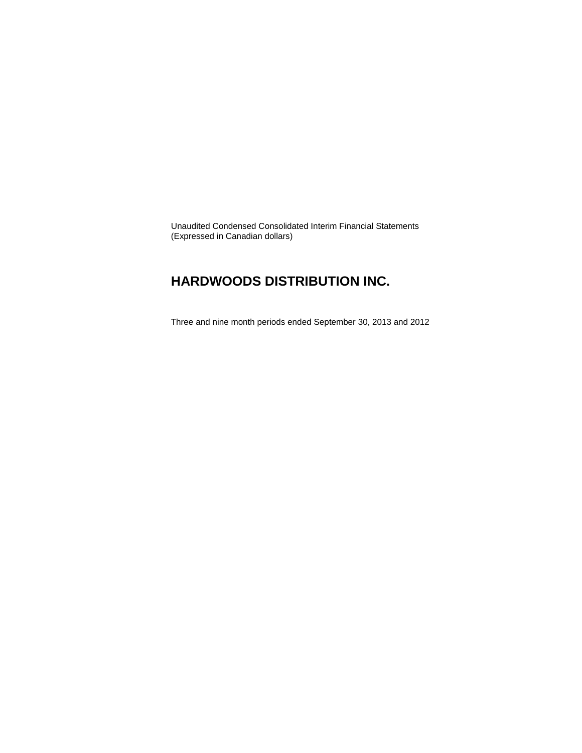Unaudited Condensed Consolidated Interim Financial Statements
(Expressed in Canadian dollars)

# HARDWOODS DISTRIBUTION INC.

Three and nine month periods ended September 30, 2013 and 2012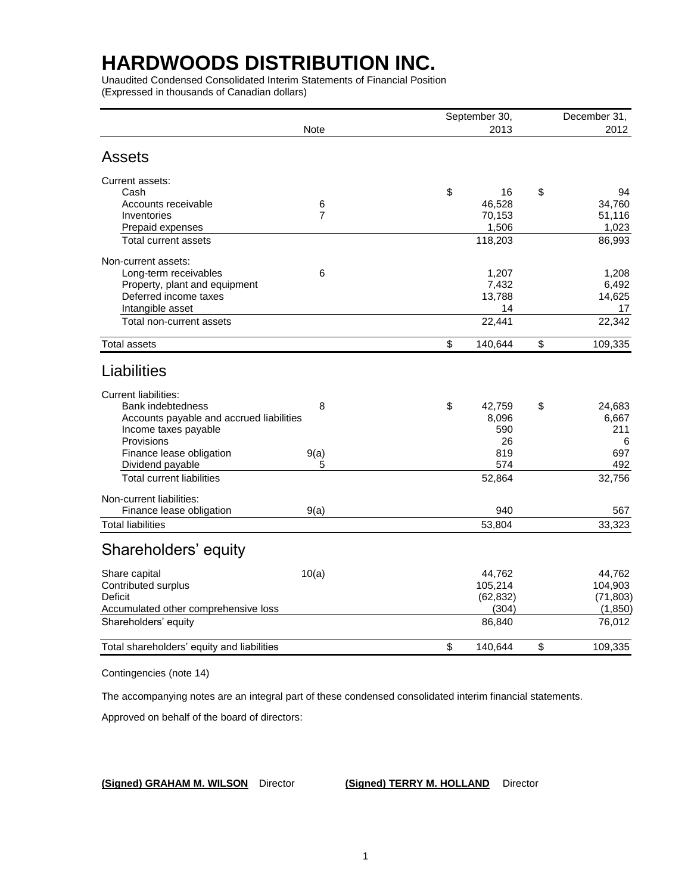# HARDWOODS DISTRIBUTION INC.

Unaudited Condensed Consolidated Interim Statements of Financial Position
(Expressed in thousands of Canadian dollars)

| | Note | September 30, 2013 | December 31, 2012 |
|---|---|---|---|
| **Assets** | | | |
| Current assets: | | | |
| Cash | | $ 16 | $ 94 |
| Accounts receivable | 6 | 46,528 | 34,760 |
| Inventories | 7 | 70,153 | 51,116 |
| Prepaid expenses | | 1,506 | 1,023 |
| Total current assets | | 118,203 | 86,993 |
| Non-current assets: | | | |
| Long-term receivables | 6 | 1,207 | 1,208 |
| Property, plant and equipment | | 7,432 | 6,492 |
| Deferred income taxes | | 13,788 | 14,625 |
| Intangible asset | | 14 | 17 |
| Total non-current assets | | 22,441 | 22,342 |
| Total assets | | $ 140,644 | $ 109,335 |
| **Liabilities** | | | |
| Current liabilities: | | | |
| Bank indebtedness | 8 | $ 42,759 | $ 24,683 |
| Accounts payable and accrued liabilities | | 8,096 | 6,667 |
| Income taxes payable | | 590 | 211 |
| Provisions | | 26 | 6 |
| Finance lease obligation | 9(a) | 819 | 697 |
| Dividend payable | 5 | 574 | 492 |
| Total current liabilities | | 52,864 | 32,756 |
| Non-current liabilities: | | | |
| Finance lease obligation | 9(a) | 940 | 567 |
| Total liabilities | | 53,804 | 33,323 |
| **Shareholders' equity** | | | |
| Share capital | 10(a) | 44,762 | 44,762 |
| Contributed surplus | | 105,214 | 104,903 |
| Deficit | | (62,832) | (71,803) |
| Accumulated other comprehensive loss | | (304) | (1,850) |
| Shareholders' equity | | 86,840 | 76,012 |
| Total shareholders' equity and liabilities | | $ 140,644 | $ 109,335 |

Contingencies (note 14)

The accompanying notes are an integral part of these condensed consolidated interim financial statements.

Approved on behalf of the board of directors:

**(Signed) GRAHAM M. WILSON** Director **(Signed) TERRY M. HOLLAND** Director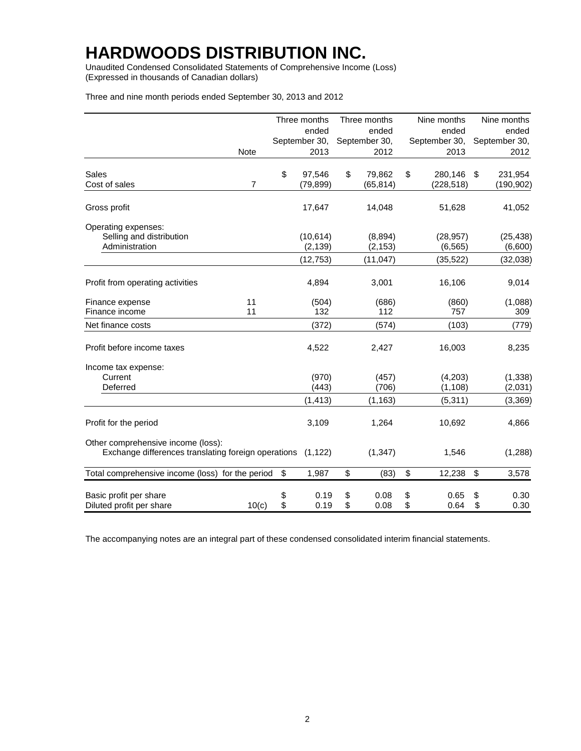# HARDWOODS DISTRIBUTION INC.

Unaudited Condensed Consolidated Statements of Comprehensive Income (Loss)
(Expressed in thousands of Canadian dollars)

Three and nine month periods ended September 30, 2013 and 2012

| | Note | Three months ended September 30, 2013 | Three months ended September 30, 2012 | Nine months ended September 30, 2013 | Nine months ended September 30, 2012 |
|---|---|---|---|---|---|
| Sales | | $ 97,546 | $ 79,862 | $ 280,146 | $ 231,954 |
| Cost of sales | 7 | (79,899) | (65,814) | (228,518) | (190,902) |
| Gross profit | | 17,647 | 14,048 | 51,628 | 41,052 |
| Operating expenses: | | | | | |
| Selling and distribution | | (10,614) | (8,894) | (28,957) | (25,438) |
| Administration | | (2,139) | (2,153) | (6,565) | (6,600) |
| | | (12,753) | (11,047) | (35,522) | (32,038) |
| Profit from operating activities | | 4,894 | 3,001 | 16,106 | 9,014 |
| Finance expense | 11 | (504) | (686) | (860) | (1,088) |
| Finance income | 11 | 132 | 112 | 757 | 309 |
| Net finance costs | | (372) | (574) | (103) | (779) |
| Profit before income taxes | | 4,522 | 2,427 | 16,003 | 8,235 |
| Income tax expense: | | | | | |
| Current | | (970) | (457) | (4,203) | (1,338) |
| Deferred | | (443) | (706) | (1,108) | (2,031) |
| | | (1,413) | (1,163) | (5,311) | (3,369) |
| Profit for the period | | 3,109 | 1,264 | 10,692 | 4,866 |
| Other comprehensive income (loss): | | | | | |
| Exchange differences translating foreign operations | | (1,122) | (1,347) | 1,546 | (1,288) |
| Total comprehensive income (loss) for the period | | $ 1,987 | $ (83) | $ 12,238 | $ 3,578 |
| Basic profit per share | | $ 0.19 | $ 0.08 | $ 0.65 | $ 0.30 |
| Diluted profit per share | 10(c) | $ 0.19 | $ 0.08 | $ 0.64 | $ 0.30 |

The accompanying notes are an integral part of these condensed consolidated interim financial statements.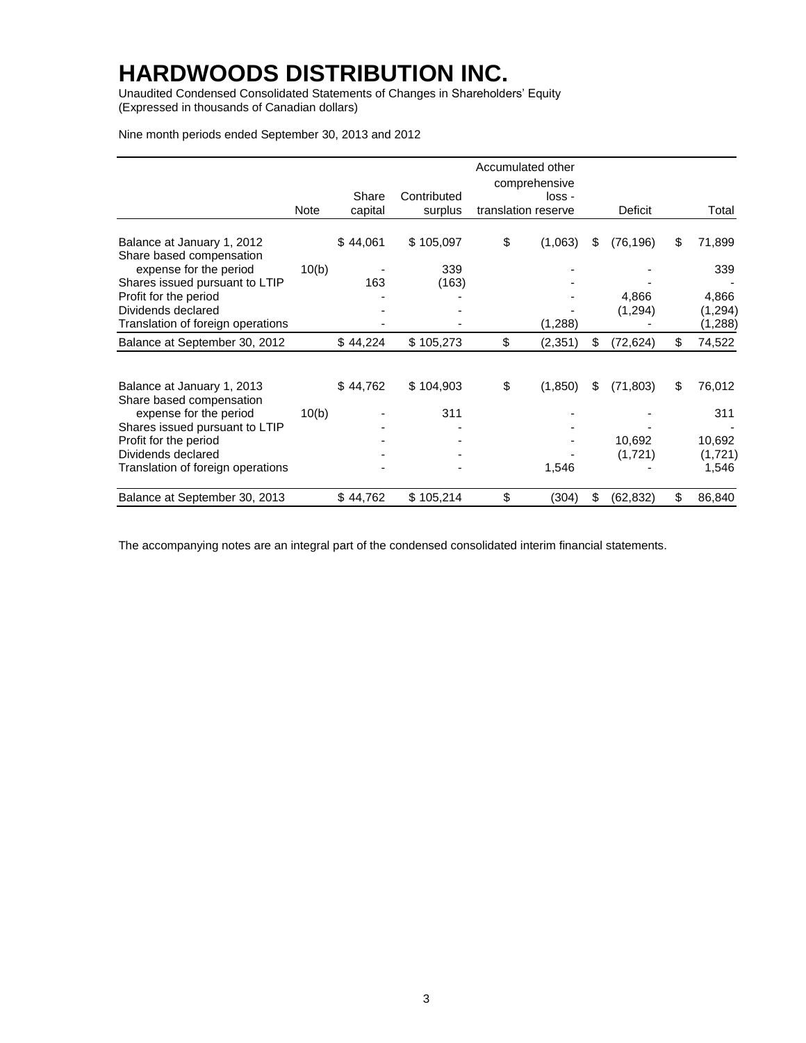# HARDWOODS DISTRIBUTION INC.

Unaudited Condensed Consolidated Statements of Changes in Shareholders' Equity
(Expressed in thousands of Canadian dollars)

Nine month periods ended September 30, 2013 and 2012

| | Note | Share capital | Contributed surplus | Accumulated other comprehensive loss - translation reserve | Deficit | Total |
|---|---|---|---|---|---|---|
| Balance at January 1, 2012 | | $ 44,061 | $ 105,097 | $ (1,063) | $ (76,196) | $ 71,899 |
| Share based compensation expense for the period | 10(b) | - | 339 | - | - | 339 |
| Shares issued pursuant to LTIP | | 163 | (163) | - | - | - |
| Profit for the period | | - | - | - | 4,866 | 4,866 |
| Dividends declared | | - | - | - | (1,294) | (1,294) |
| Translation of foreign operations | | - | - | (1,288) | - | (1,288) |
| Balance at September 30, 2012 | | $ 44,224 | $ 105,273 | $ (2,351) | $ (72,624) | $ 74,522 |
| | | | | | | |
| Balance at January 1, 2013 | | $ 44,762 | $ 104,903 | $ (1,850) | $ (71,803) | $ 76,012 |
| Share based compensation expense for the period | 10(b) | - | 311 | - | - | 311 |
| Shares issued pursuant to LTIP | | - | - | - | - | - |
| Profit for the period | | - | - | - | 10,692 | 10,692 |
| Dividends declared | | - | - | - | (1,721) | (1,721) |
| Translation of foreign operations | | - | - | 1,546 | - | 1,546 |
| Balance at September 30, 2013 | | $ 44,762 | $ 105,214 | $ (304) | $ (62,832) | $ 86,840 |

The accompanying notes are an integral part of the condensed consolidated interim financial statements.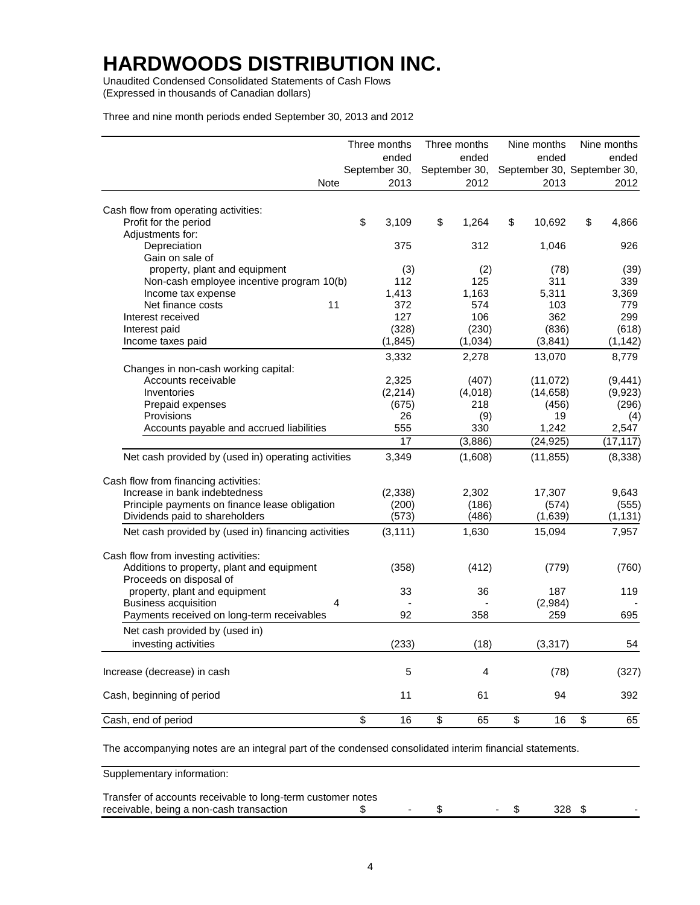# HARDWOODS DISTRIBUTION INC.

Unaudited Condensed Consolidated Statements of Cash Flows
(Expressed in thousands of Canadian dollars)

Three and nine month periods ended September 30, 2013 and 2012

| | Note | Three months ended September 30, 2013 | Three months ended September 30, 2012 | Nine months ended September 30, 2013 | Nine months ended September 30, 2012 |
|---|---|---|---|---|---|
| Cash flow from operating activities: | | | | | |
| Profit for the period | | $ 3,109 | $ 1,264 | $ 10,692 | $ 4,866 |
| Adjustments for: | | | | | |
| Depreciation | | 375 | 312 | 1,046 | 926 |
| Gain on sale of property, plant and equipment | | (3) | (2) | (78) | (39) |
| Non-cash employee incentive program | 10(b) | 112 | 125 | 311 | 339 |
| Income tax expense | | 1,413 | 1,163 | 5,311 | 3,369 |
| Net finance costs | 11 | 372 | 574 | 103 | 779 |
| Interest received | | 127 | 106 | 362 | 299 |
| Interest paid | | (328) | (230) | (836) | (618) |
| Income taxes paid | | (1,845) | (1,034) | (3,841) | (1,142) |
| | | 3,332 | 2,278 | 13,070 | 8,779 |
| Changes in non-cash working capital: | | | | | |
| Accounts receivable | | 2,325 | (407) | (11,072) | (9,441) |
| Inventories | | (2,214) | (4,018) | (14,658) | (9,923) |
| Prepaid expenses | | (675) | 218 | (456) | (296) |
| Provisions | | 26 | (9) | 19 | (4) |
| Accounts payable and accrued liabilities | | 555 | 330 | 1,242 | 2,547 |
| | | 17 | (3,886) | (24,925) | (17,117) |
| Net cash provided by (used in) operating activities | | 3,349 | (1,608) | (11,855) | (8,338) |
| Cash flow from financing activities: | | | | | |
| Increase in bank indebtedness | | (2,338) | 2,302 | 17,307 | 9,643 |
| Principle payments on finance lease obligation | | (200) | (186) | (574) | (555) |
| Dividends paid to shareholders | | (573) | (486) | (1,639) | (1,131) |
| Net cash provided by (used in) financing activities | | (3,111) | 1,630 | 15,094 | 7,957 |
| Cash flow from investing activities: | | | | | |
| Additions to property, plant and equipment | | (358) | (412) | (779) | (760) |
| Proceeds on disposal of property, plant and equipment | | 33 | 36 | 187 | 119 |
| Business acquisition | 4 | - | - | (2,984) | - |
| Payments received on long-term receivables | | 92 | 358 | 259 | 695 |
| Net cash provided by (used in) investing activities | | (233) | (18) | (3,317) | 54 |
| Increase (decrease) in cash | | 5 | 4 | (78) | (327) |
| Cash, beginning of period | | 11 | 61 | 94 | 392 |
| Cash, end of period | | $ 16 | $ 65 | $ 16 | $ 65 |

The accompanying notes are an integral part of the condensed consolidated interim financial statements.

| Supplementary information: | | | | |
|---|---|---|---|---|
| Transfer of accounts receivable to long-term customer notes receivable, being a non-cash transaction | $ - | $ - | $ 328 | $ - |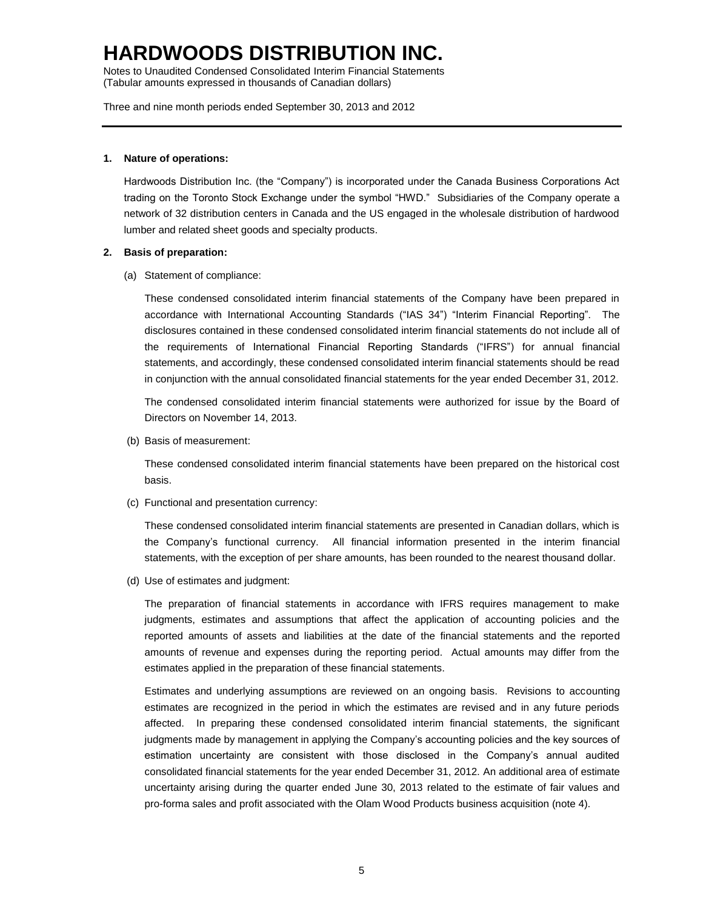# HARDWOODS DISTRIBUTION INC.

Notes to Unaudited Condensed Consolidated Interim Financial Statements
(Tabular amounts expressed in thousands of Canadian dollars)

Three and nine month periods ended September 30, 2013 and 2012

**1. Nature of operations:**

Hardwoods Distribution Inc. (the "Company") is incorporated under the Canada Business Corporations Act trading on the Toronto Stock Exchange under the symbol "HWD." Subsidiaries of the Company operate a network of 32 distribution centers in Canada and the US engaged in the wholesale distribution of hardwood lumber and related sheet goods and specialty products.

**2. Basis of preparation:**

(a) Statement of compliance:

These condensed consolidated interim financial statements of the Company have been prepared in accordance with International Accounting Standards ("IAS 34") "Interim Financial Reporting". The disclosures contained in these condensed consolidated interim financial statements do not include all of the requirements of International Financial Reporting Standards ("IFRS") for annual financial statements, and accordingly, these condensed consolidated interim financial statements should be read in conjunction with the annual consolidated financial statements for the year ended December 31, 2012.

The condensed consolidated interim financial statements were authorized for issue by the Board of Directors on November 14, 2013.

(b) Basis of measurement:

These condensed consolidated interim financial statements have been prepared on the historical cost basis.

(c) Functional and presentation currency:

These condensed consolidated interim financial statements are presented in Canadian dollars, which is the Company's functional currency. All financial information presented in the interim financial statements, with the exception of per share amounts, has been rounded to the nearest thousand dollar.

(d) Use of estimates and judgment:

The preparation of financial statements in accordance with IFRS requires management to make judgments, estimates and assumptions that affect the application of accounting policies and the reported amounts of assets and liabilities at the date of the financial statements and the reported amounts of revenue and expenses during the reporting period. Actual amounts may differ from the estimates applied in the preparation of these financial statements.

Estimates and underlying assumptions are reviewed on an ongoing basis. Revisions to accounting estimates are recognized in the period in which the estimates are revised and in any future periods affected. In preparing these condensed consolidated interim financial statements, the significant judgments made by management in applying the Company's accounting policies and the key sources of estimation uncertainty are consistent with those disclosed in the Company's annual audited consolidated financial statements for the year ended December 31, 2012. An additional area of estimate uncertainty arising during the quarter ended June 30, 2013 related to the estimate of fair values and pro-forma sales and profit associated with the Olam Wood Products business acquisition (note 4).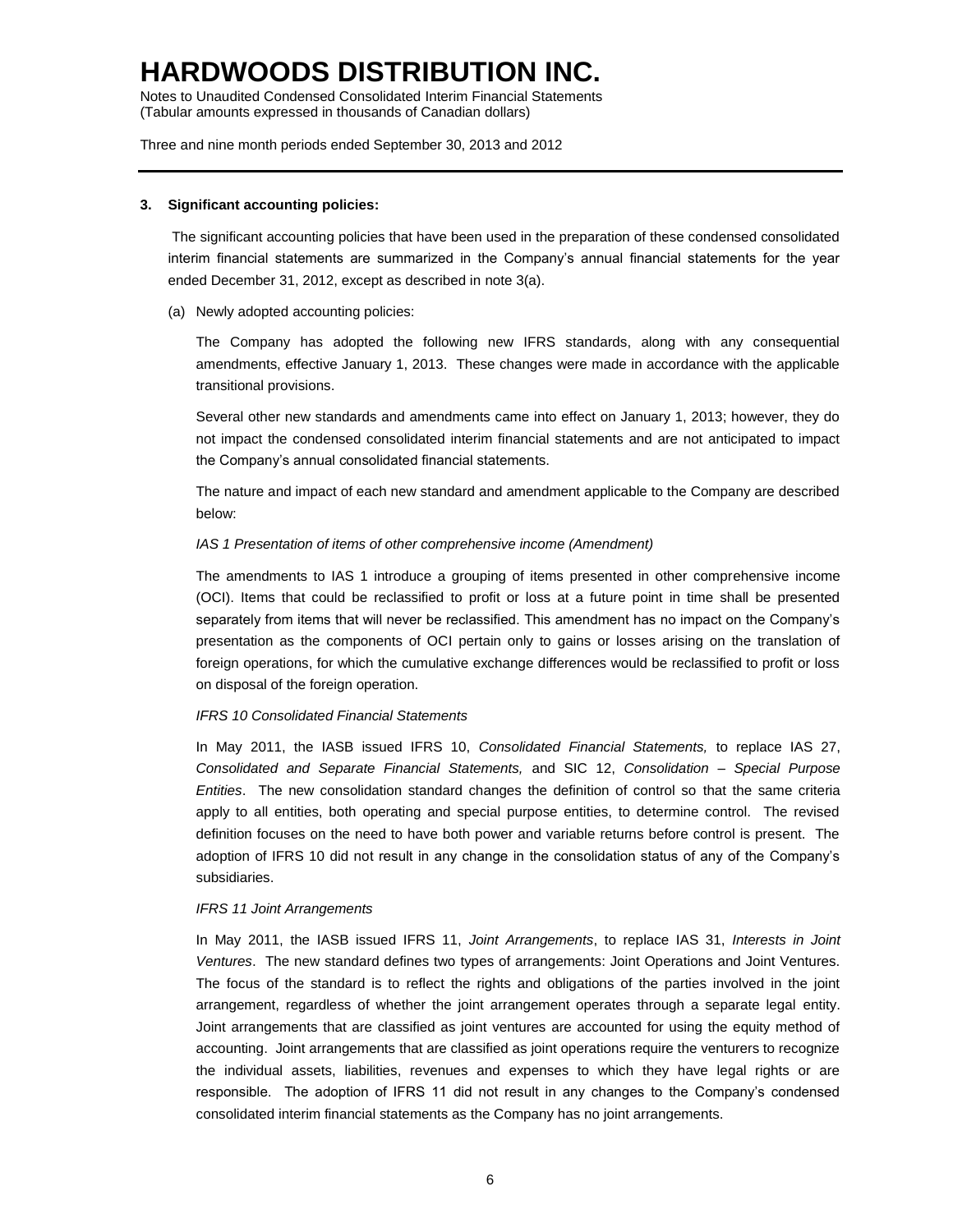### 3. Significant accounting policies:

The significant accounting policies that have been used in the preparation of these condensed consolidated interim financial statements are summarized in the Company's annual financial statements for the year ended December 31, 2012, except as described in note 3(a).

(a) Newly adopted accounting policies:

The Company has adopted the following new IFRS standards, along with any consequential amendments, effective January 1, 2013. These changes were made in accordance with the applicable transitional provisions.

Several other new standards and amendments came into effect on January 1, 2013; however, they do not impact the condensed consolidated interim financial statements and are not anticipated to impact the Company's annual consolidated financial statements.

The nature and impact of each new standard and amendment applicable to the Company are described below:

*IAS 1 Presentation of items of other comprehensive income (Amendment)*

The amendments to IAS 1 introduce a grouping of items presented in other comprehensive income (OCI). Items that could be reclassified to profit or loss at a future point in time shall be presented separately from items that will never be reclassified. This amendment has no impact on the Company's presentation as the components of OCI pertain only to gains or losses arising on the translation of foreign operations, for which the cumulative exchange differences would be reclassified to profit or loss on disposal of the foreign operation.

*IFRS 10 Consolidated Financial Statements*

In May 2011, the IASB issued IFRS 10, *Consolidated Financial Statements,* to replace IAS 27, *Consolidated and Separate Financial Statements,* and SIC 12, *Consolidation – Special Purpose Entities*. The new consolidation standard changes the definition of control so that the same criteria apply to all entities, both operating and special purpose entities, to determine control. The revised definition focuses on the need to have both power and variable returns before control is present. The adoption of IFRS 10 did not result in any change in the consolidation status of any of the Company's subsidiaries.

*IFRS 11 Joint Arrangements*

In May 2011, the IASB issued IFRS 11, *Joint Arrangements*, to replace IAS 31, *Interests in Joint Ventures*. The new standard defines two types of arrangements: Joint Operations and Joint Ventures. The focus of the standard is to reflect the rights and obligations of the parties involved in the joint arrangement, regardless of whether the joint arrangement operates through a separate legal entity. Joint arrangements that are classified as joint ventures are accounted for using the equity method of accounting. Joint arrangements that are classified as joint operations require the venturers to recognize the individual assets, liabilities, revenues and expenses to which they have legal rights or are responsible. The adoption of IFRS 11 did not result in any changes to the Company's condensed consolidated interim financial statements as the Company has no joint arrangements.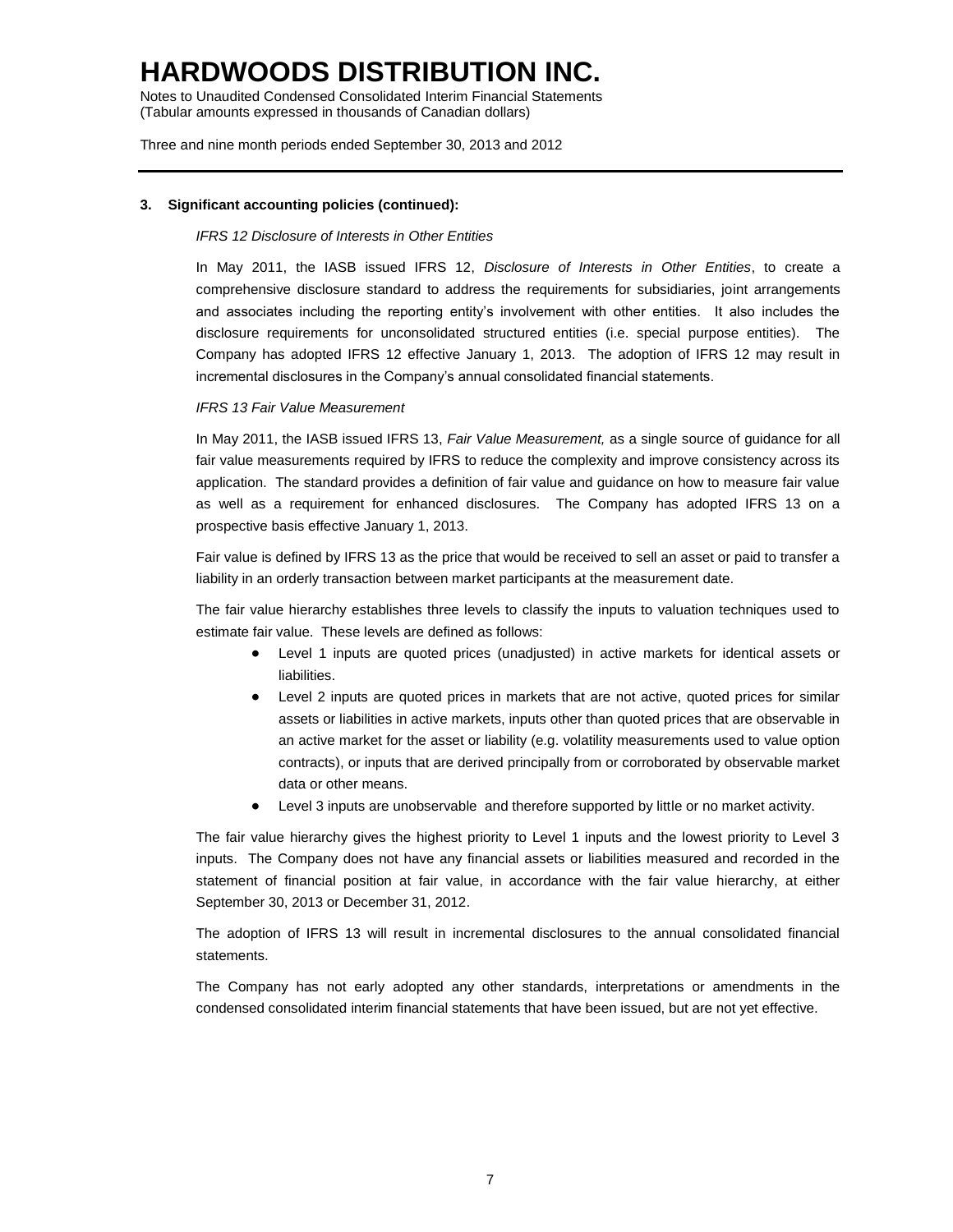**3. Significant accounting policies (continued):**

*IFRS 12 Disclosure of Interests in Other Entities*

In May 2011, the IASB issued IFRS 12, *Disclosure of Interests in Other Entities*, to create a comprehensive disclosure standard to address the requirements for subsidiaries, joint arrangements and associates including the reporting entity's involvement with other entities. It also includes the disclosure requirements for unconsolidated structured entities (i.e. special purpose entities). The Company has adopted IFRS 12 effective January 1, 2013. The adoption of IFRS 12 may result in incremental disclosures in the Company's annual consolidated financial statements.

*IFRS 13 Fair Value Measurement*

In May 2011, the IASB issued IFRS 13, *Fair Value Measurement,* as a single source of guidance for all fair value measurements required by IFRS to reduce the complexity and improve consistency across its application. The standard provides a definition of fair value and guidance on how to measure fair value as well as a requirement for enhanced disclosures. The Company has adopted IFRS 13 on a prospective basis effective January 1, 2013.

Fair value is defined by IFRS 13 as the price that would be received to sell an asset or paid to transfer a liability in an orderly transaction between market participants at the measurement date.

The fair value hierarchy establishes three levels to classify the inputs to valuation techniques used to estimate fair value. These levels are defined as follows:

- Level 1 inputs are quoted prices (unadjusted) in active markets for identical assets or liabilities.
- Level 2 inputs are quoted prices in markets that are not active, quoted prices for similar assets or liabilities in active markets, inputs other than quoted prices that are observable in an active market for the asset or liability (e.g. volatility measurements used to value option contracts), or inputs that are derived principally from or corroborated by observable market data or other means.
- Level 3 inputs are unobservable and therefore supported by little or no market activity.

The fair value hierarchy gives the highest priority to Level 1 inputs and the lowest priority to Level 3 inputs. The Company does not have any financial assets or liabilities measured and recorded in the statement of financial position at fair value, in accordance with the fair value hierarchy, at either September 30, 2013 or December 31, 2012.

The adoption of IFRS 13 will result in incremental disclosures to the annual consolidated financial statements.

The Company has not early adopted any other standards, interpretations or amendments in the condensed consolidated interim financial statements that have been issued, but are not yet effective.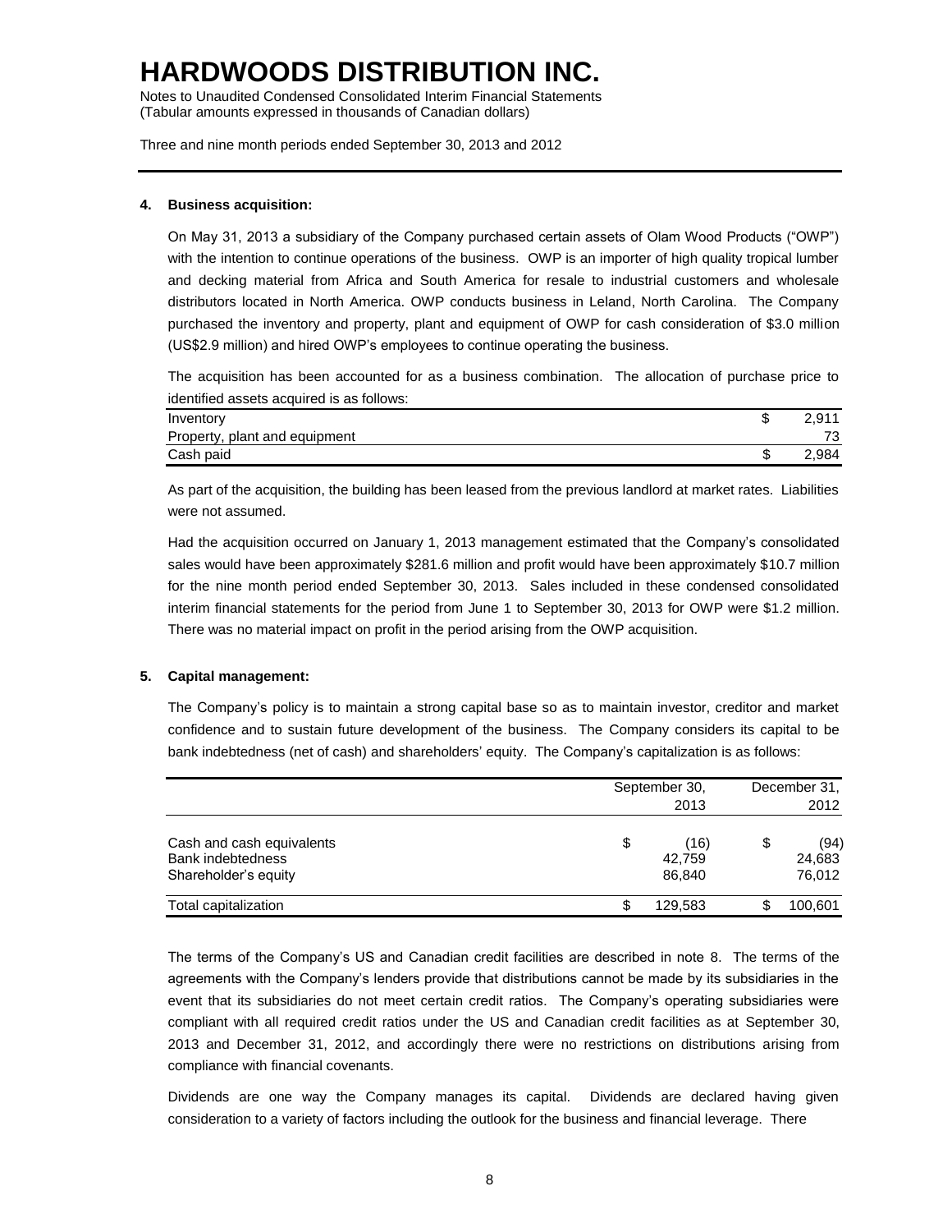**4. Business acquisition:**

On May 31, 2013 a subsidiary of the Company purchased certain assets of Olam Wood Products ("OWP") with the intention to continue operations of the business. OWP is an importer of high quality tropical lumber and decking material from Africa and South America for resale to industrial customers and wholesale distributors located in North America. OWP conducts business in Leland, North Carolina. The Company purchased the inventory and property, plant and equipment of OWP for cash consideration of $3.0 million (US$2.9 million) and hired OWP's employees to continue operating the business.

The acquisition has been accounted for as a business combination. The allocation of purchase price to identified assets acquired is as follows:

| | |
|---|---|
| Inventory | $ 2,911 |
| Property, plant and equipment | 73 |
| Cash paid | $ 2,984 |

As part of the acquisition, the building has been leased from the previous landlord at market rates. Liabilities were not assumed.

Had the acquisition occurred on January 1, 2013 management estimated that the Company's consolidated sales would have been approximately $281.6 million and profit would have been approximately $10.7 million for the nine month period ended September 30, 2013. Sales included in these condensed consolidated interim financial statements for the period from June 1 to September 30, 2013 for OWP were $1.2 million. There was no material impact on profit in the period arising from the OWP acquisition.

**5. Capital management:**

The Company's policy is to maintain a strong capital base so as to maintain investor, creditor and market confidence and to sustain future development of the business. The Company considers its capital to be bank indebtedness (net of cash) and shareholders' equity. The Company's capitalization is as follows:

| | September 30, 2013 | December 31, 2012 |
|---|---|---|
| Cash and cash equivalents | $ (16) | $ (94) |
| Bank indebtedness | 42,759 | 24,683 |
| Shareholder's equity | 86,840 | 76,012 |
| Total capitalization | $ 129,583 | $ 100,601 |

The terms of the Company's US and Canadian credit facilities are described in note 8. The terms of the agreements with the Company's lenders provide that distributions cannot be made by its subsidiaries in the event that its subsidiaries do not meet certain credit ratios. The Company's operating subsidiaries were compliant with all required credit ratios under the US and Canadian credit facilities as at September 30, 2013 and December 31, 2012, and accordingly there were no restrictions on distributions arising from compliance with financial covenants.

Dividends are one way the Company manages its capital. Dividends are declared having given consideration to a variety of factors including the outlook for the business and financial leverage. There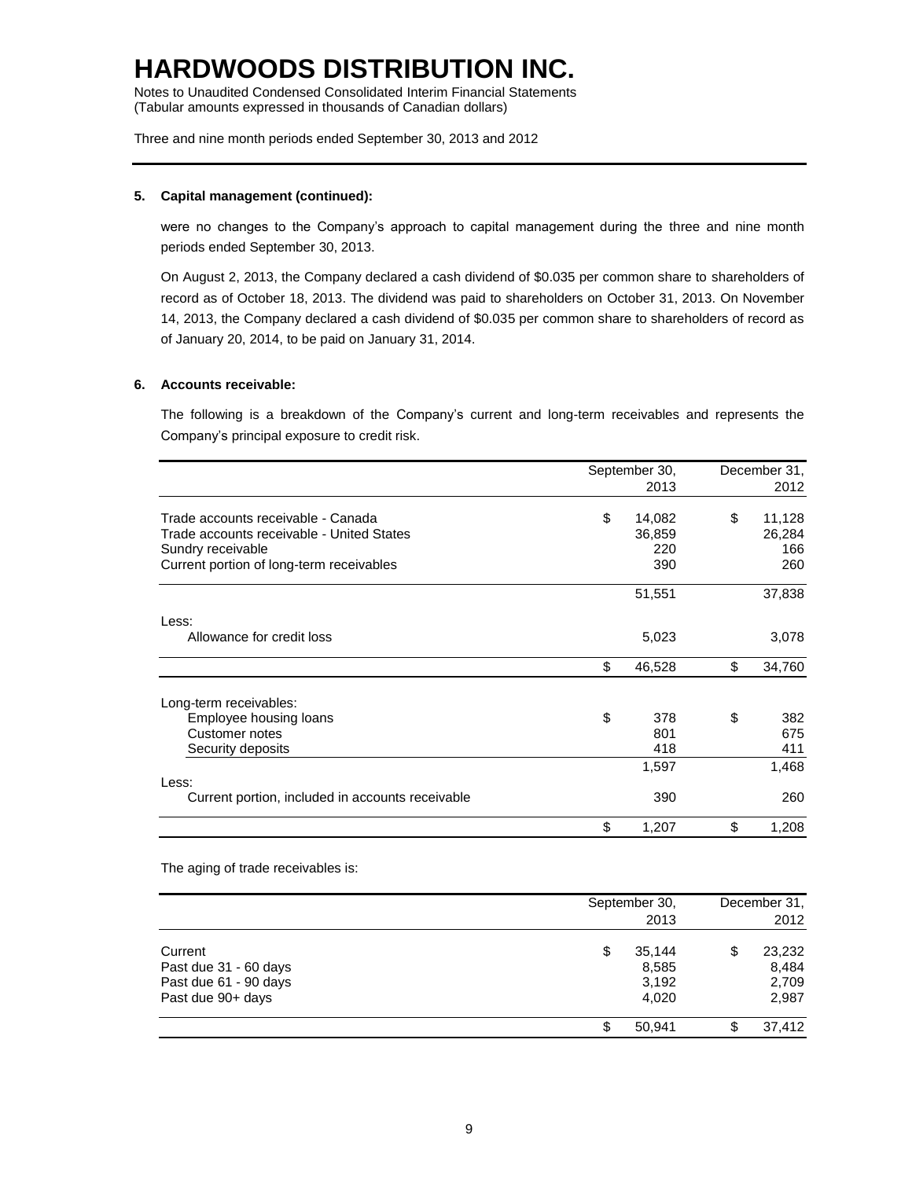**5. Capital management (continued):**

were no changes to the Company's approach to capital management during the three and nine month periods ended September 30, 2013.

On August 2, 2013, the Company declared a cash dividend of \$0.035 per common share to shareholders of record as of October 18, 2013. The dividend was paid to shareholders on October 31, 2013. On November 14, 2013, the Company declared a cash dividend of \$0.035 per common share to shareholders of record as of January 20, 2014, to be paid on January 31, 2014.

**6. Accounts receivable:**

The following is a breakdown of the Company's current and long-term receivables and represents the Company's principal exposure to credit risk.

| | September 30, 2013 | December 31, 2012 |
|---|---|---|
| Trade accounts receivable - Canada | $ 14,082 | $ 11,128 |
| Trade accounts receivable - United States | 36,859 | 26,284 |
| Sundry receivable | 220 | 166 |
| Current portion of long-term receivables | 390 | 260 |
| | 51,551 | 37,838 |
| Less: | | |
| Allowance for credit loss | 5,023 | 3,078 |
| | $ 46,528 | $ 34,760 |
| Long-term receivables: | | |
| Employee housing loans | $ 378 | $ 382 |
| Customer notes | 801 | 675 |
| Security deposits | 418 | 411 |
| | 1,597 | 1,468 |
| Less: | | |
| Current portion, included in accounts receivable | 390 | 260 |
| | $ 1,207 | $ 1,208 |

The aging of trade receivables is:

| | September 30, 2013 | December 31, 2012 |
|---|---|---|
| Current | $ 35,144 | $ 23,232 |
| Past due 31 - 60 days | 8,585 | 8,484 |
| Past due 61 - 90 days | 3,192 | 2,709 |
| Past due 90+ days | 4,020 | 2,987 |
| | $ 50,941 | $ 37,412 |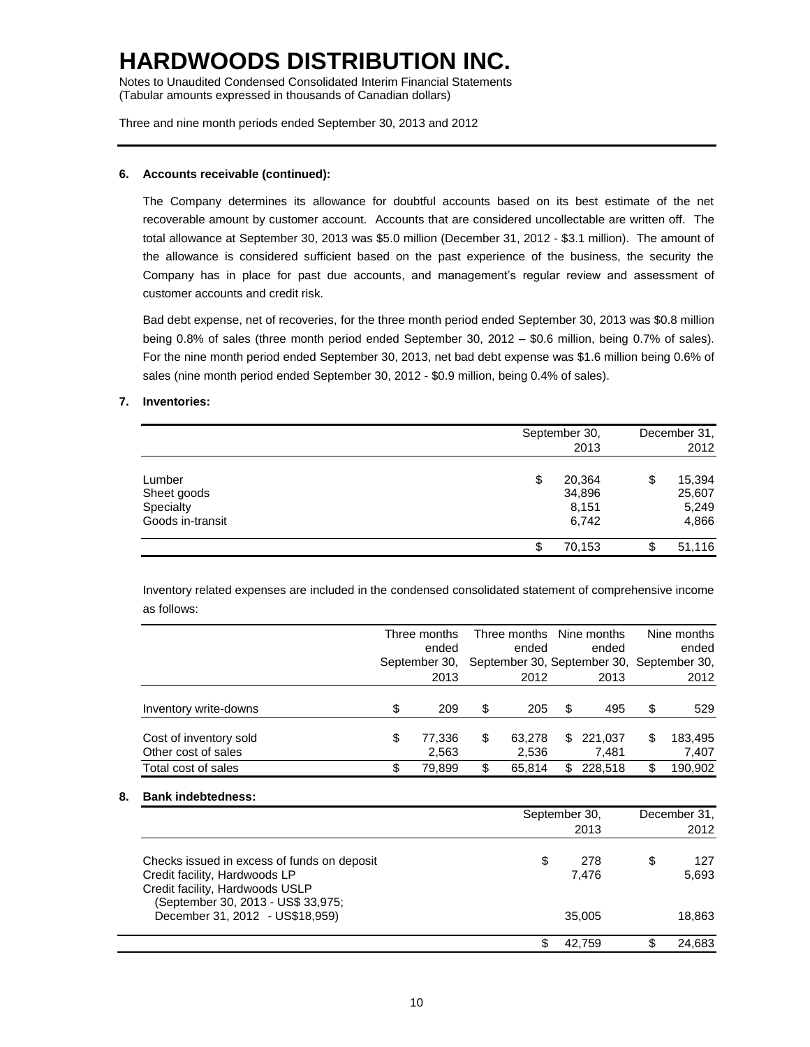### 6. Accounts receivable (continued):

The Company determines its allowance for doubtful accounts based on its best estimate of the net recoverable amount by customer account. Accounts that are considered uncollectable are written off. The total allowance at September 30, 2013 was $5.0 million (December 31, 2012 - $3.1 million). The amount of the allowance is considered sufficient based on the past experience of the business, the security the Company has in place for past due accounts, and management's regular review and assessment of customer accounts and credit risk.

Bad debt expense, net of recoveries, for the three month period ended September 30, 2013 was $0.8 million being 0.8% of sales (three month period ended September 30, 2012 – $0.6 million, being 0.7% of sales). For the nine month period ended September 30, 2013, net bad debt expense was $1.6 million being 0.6% of sales (nine month period ended September 30, 2012 - $0.9 million, being 0.4% of sales).

### 7. Inventories:

| | September 30, 2013 | December 31, 2012 |
|---|---|---|
| Lumber | $ 20,364 | $ 15,394 |
| Sheet goods | 34,896 | 25,607 |
| Specialty | 8,151 | 5,249 |
| Goods in-transit | 6,742 | 4,866 |
| | $ 70,153 | $ 51,116 |

Inventory related expenses are included in the condensed consolidated statement of comprehensive income as follows:

| | Three months ended September 30, 2013 | Three months ended September 30, 2012 | Nine months ended September 30, 2013 | Nine months ended September 30, 2012 |
|---|---|---|---|---|
| Inventory write-downs | $ 209 | $ 205 | $ 495 | $ 529 |
| Cost of inventory sold | $ 77,336 | $ 63,278 | $ 221,037 | $ 183,495 |
| Other cost of sales | 2,563 | 2,536 | 7,481 | 7,407 |
| Total cost of sales | $ 79,899 | $ 65,814 | $ 228,518 | $ 190,902 |

### 8. Bank indebtedness:

| | September 30, 2013 | December 31, 2012 |
|---|---|---|
| Checks issued in excess of funds on deposit | $ 278 | $ 127 |
| Credit facility, Hardwoods LP | 7,476 | 5,693 |
| Credit facility, Hardwoods USLP (September 30, 2013 - US$ 33,975; December 31, 2012 - US$18,959) | 35,005 | 18,863 |
| | $ 42,759 | $ 24,683 |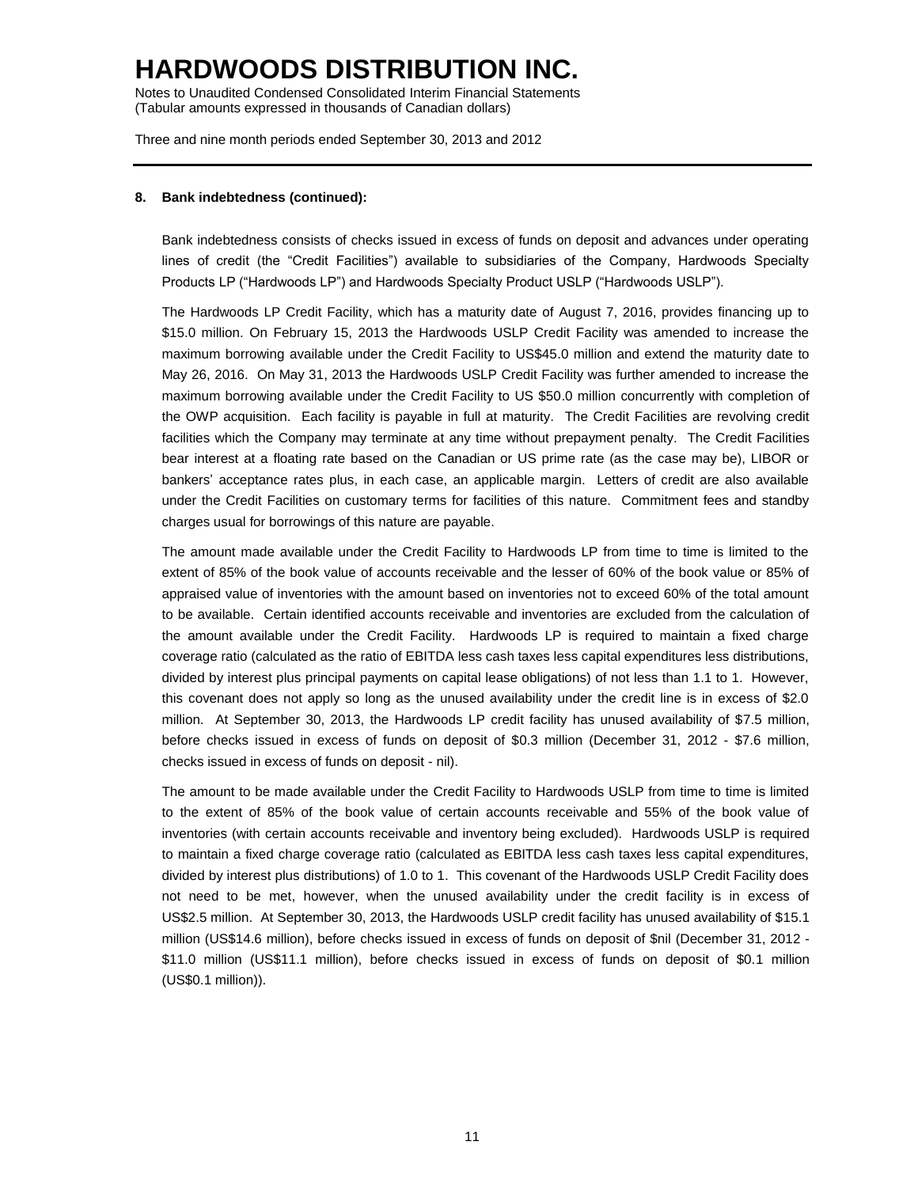**8. Bank indebtedness (continued):**

Bank indebtedness consists of checks issued in excess of funds on deposit and advances under operating lines of credit (the "Credit Facilities") available to subsidiaries of the Company, Hardwoods Specialty Products LP ("Hardwoods LP") and Hardwoods Specialty Product USLP ("Hardwoods USLP").

The Hardwoods LP Credit Facility, which has a maturity date of August 7, 2016, provides financing up to $15.0 million. On February 15, 2013 the Hardwoods USLP Credit Facility was amended to increase the maximum borrowing available under the Credit Facility to US$45.0 million and extend the maturity date to May 26, 2016. On May 31, 2013 the Hardwoods USLP Credit Facility was further amended to increase the maximum borrowing available under the Credit Facility to US $50.0 million concurrently with completion of the OWP acquisition. Each facility is payable in full at maturity. The Credit Facilities are revolving credit facilities which the Company may terminate at any time without prepayment penalty. The Credit Facilities bear interest at a floating rate based on the Canadian or US prime rate (as the case may be), LIBOR or bankers' acceptance rates plus, in each case, an applicable margin. Letters of credit are also available under the Credit Facilities on customary terms for facilities of this nature. Commitment fees and standby charges usual for borrowings of this nature are payable.

The amount made available under the Credit Facility to Hardwoods LP from time to time is limited to the extent of 85% of the book value of accounts receivable and the lesser of 60% of the book value or 85% of appraised value of inventories with the amount based on inventories not to exceed 60% of the total amount to be available. Certain identified accounts receivable and inventories are excluded from the calculation of the amount available under the Credit Facility. Hardwoods LP is required to maintain a fixed charge coverage ratio (calculated as the ratio of EBITDA less cash taxes less capital expenditures less distributions, divided by interest plus principal payments on capital lease obligations) of not less than 1.1 to 1. However, this covenant does not apply so long as the unused availability under the credit line is in excess of $2.0 million. At September 30, 2013, the Hardwoods LP credit facility has unused availability of $7.5 million, before checks issued in excess of funds on deposit of $0.3 million (December 31, 2012 - $7.6 million, checks issued in excess of funds on deposit - nil).

The amount to be made available under the Credit Facility to Hardwoods USLP from time to time is limited to the extent of 85% of the book value of certain accounts receivable and 55% of the book value of inventories (with certain accounts receivable and inventory being excluded). Hardwoods USLP is required to maintain a fixed charge coverage ratio (calculated as EBITDA less cash taxes less capital expenditures, divided by interest plus distributions) of 1.0 to 1. This covenant of the Hardwoods USLP Credit Facility does not need to be met, however, when the unused availability under the credit facility is in excess of US$2.5 million. At September 30, 2013, the Hardwoods USLP credit facility has unused availability of $15.1 million (US$14.6 million), before checks issued in excess of funds on deposit of $nil (December 31, 2012 - $11.0 million (US$11.1 million), before checks issued in excess of funds on deposit of $0.1 million (US$0.1 million)).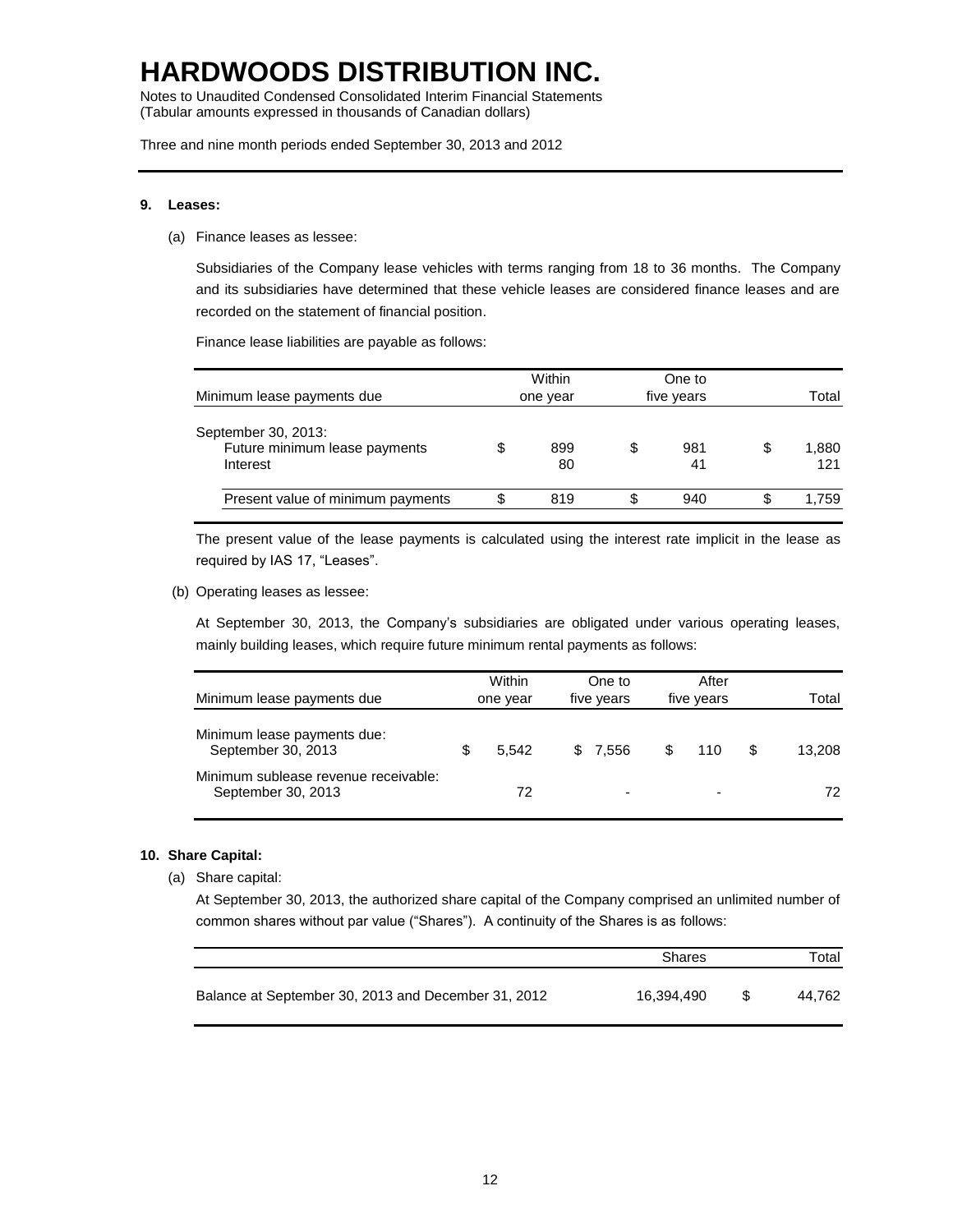# HARDWOODS DISTRIBUTION INC.

Notes to Unaudited Condensed Consolidated Interim Financial Statements
(Tabular amounts expressed in thousands of Canadian dollars)

Three and nine month periods ended September 30, 2013 and 2012

**9. Leases:**

(a) Finance leases as lessee:

Subsidiaries of the Company lease vehicles with terms ranging from 18 to 36 months. The Company and its subsidiaries have determined that these vehicle leases are considered finance leases and are recorded on the statement of financial position.

Finance lease liabilities are payable as follows:

| Minimum lease payments due | Within one year | One to five years | Total |
|---|---|---|---|
| September 30, 2013: | | | |
| Future minimum lease payments | $ 899 | $ 981 | $ 1,880 |
| Interest | 80 | 41 | 121 |
| Present value of minimum payments | $ 819 | $ 940 | $ 1,759 |

The present value of the lease payments is calculated using the interest rate implicit in the lease as required by IAS 17, "Leases".

(b) Operating leases as lessee:

At September 30, 2013, the Company's subsidiaries are obligated under various operating leases, mainly building leases, which require future minimum rental payments as follows:

| Minimum lease payments due | Within one year | One to five years | After five years | Total |
|---|---|---|---|---|
| Minimum lease payments due: September 30, 2013 | $ 5,542 | $ 7,556 | $ 110 | $ 13,208 |
| Minimum sublease revenue receivable: September 30, 2013 | 72 | - | - | 72 |

**10. Share Capital:**

(a) Share capital:

At September 30, 2013, the authorized share capital of the Company comprised an unlimited number of common shares without par value ("Shares"). A continuity of the Shares is as follows:

| | Shares | Total |
|---|---|---|
| Balance at September 30, 2013 and December 31, 2012 | 16,394,490 | $ 44,762 |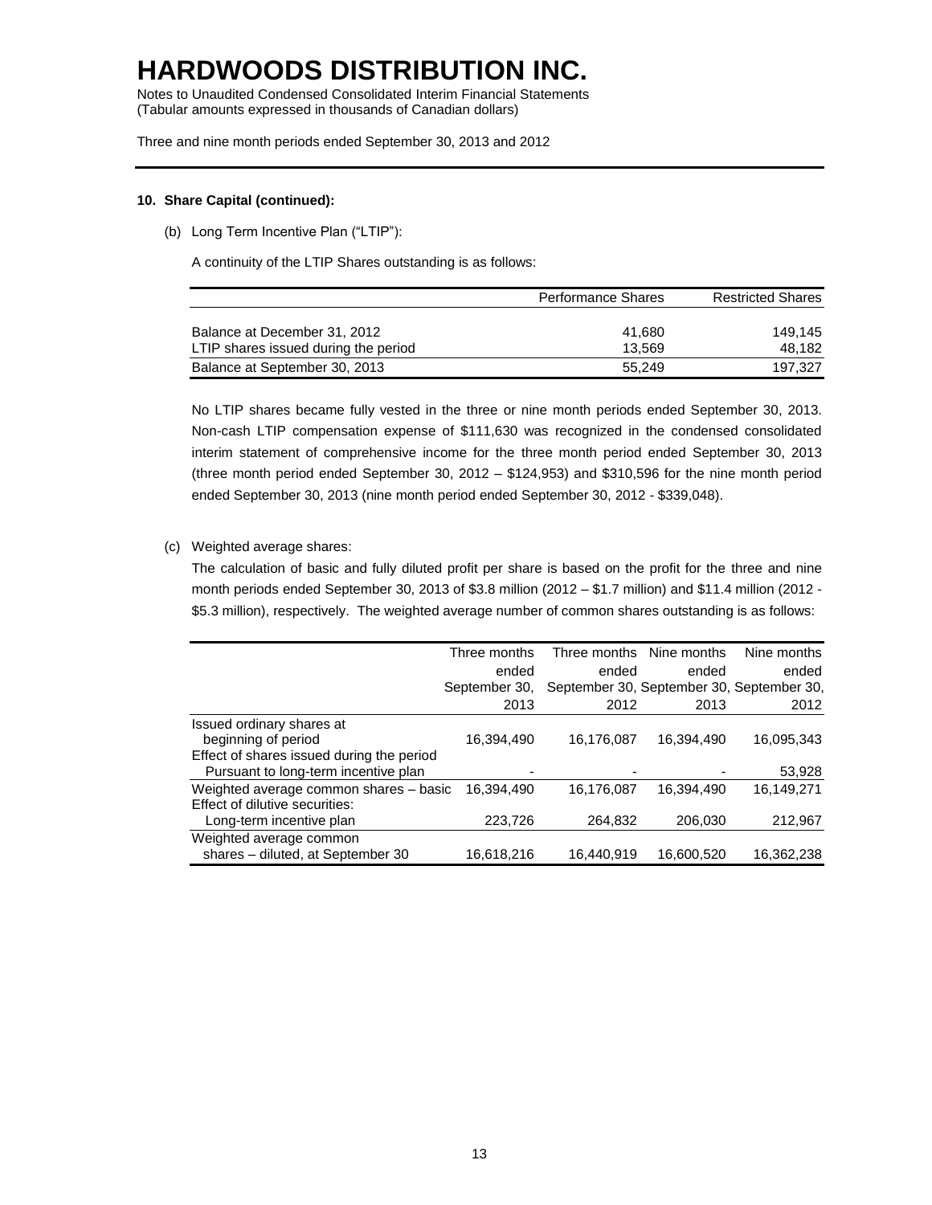# HARDWOODS DISTRIBUTION INC.

Notes to Unaudited Condensed Consolidated Interim Financial Statements
(Tabular amounts expressed in thousands of Canadian dollars)

Three and nine month periods ended September 30, 2013 and 2012

**10. Share Capital (continued):**

(b) Long Term Incentive Plan ("LTIP"):

A continuity of the LTIP Shares outstanding is as follows:

| | Performance Shares | Restricted Shares |
|---|---|---|
| Balance at December 31, 2012 | 41,680 | 149,145 |
| LTIP shares issued during the period | 13,569 | 48,182 |
| Balance at September 30, 2013 | 55,249 | 197,327 |

No LTIP shares became fully vested in the three or nine month periods ended September 30, 2013. Non-cash LTIP compensation expense of $111,630 was recognized in the condensed consolidated interim statement of comprehensive income for the three month period ended September 30, 2013 (three month period ended September 30, 2012 – $124,953) and $310,596 for the nine month period ended September 30, 2013 (nine month period ended September 30, 2012 - $339,048).

(c) Weighted average shares:

The calculation of basic and fully diluted profit per share is based on the profit for the three and nine month periods ended September 30, 2013 of $3.8 million (2012 – $1.7 million) and $11.4 million (2012 - $5.3 million), respectively. The weighted average number of common shares outstanding is as follows:

| | Three months ended September 30, 2013 | Three months ended September 30, 2012 | Nine months ended September 30, 2013 | Nine months ended September 30, 2012 |
|---|---|---|---|---|
| Issued ordinary shares at beginning of period | 16,394,490 | 16,176,087 | 16,394,490 | 16,095,343 |
| Effect of shares issued during the period Pursuant to long-term incentive plan | - | - | - | 53,928 |
| Weighted average common shares – basic | 16,394,490 | 16,176,087 | 16,394,490 | 16,149,271 |
| Effect of dilutive securities: Long-term incentive plan | 223,726 | 264,832 | 206,030 | 212,967 |
| Weighted average common shares – diluted, at September 30 | 16,618,216 | 16,440,919 | 16,600,520 | 16,362,238 |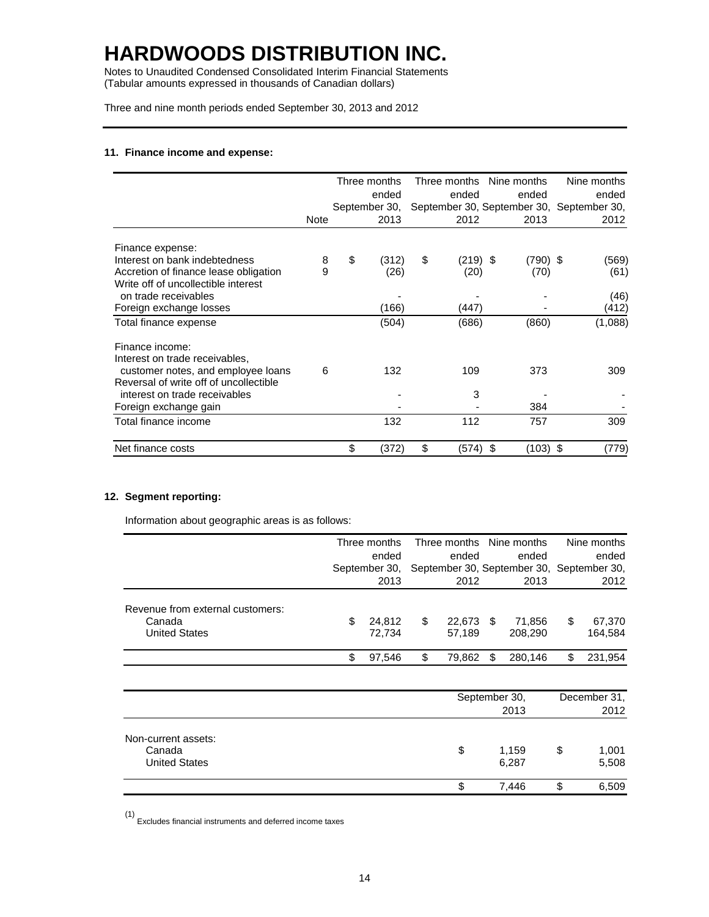# HARDWOODS DISTRIBUTION INC.

Notes to Unaudited Condensed Consolidated Interim Financial Statements
(Tabular amounts expressed in thousands of Canadian dollars)

Three and nine month periods ended September 30, 2013 and 2012

### 11. Finance income and expense:

| | Note | Three months ended September 30, 2013 | Three months ended September 30, 2012 | Nine months ended September 30, 2013 | Nine months ended September 30, 2012 |
|---|---|---|---|---|---|
| Finance expense: | | | | | |
| Interest on bank indebtedness | 8 | $ (312) | $ (219) | $ (790) | $ (569) |
| Accretion of finance lease obligation | 9 | (26) | (20) | (70) | (61) |
| Write off of uncollectible interest on trade receivables | | - | - | - | (46) |
| Foreign exchange losses | | (166) | (447) | - | (412) |
| Total finance expense | | (504) | (686) | (860) | (1,088) |
| Finance income: | | | | | |
| Interest on trade receivables, customer notes, and employee loans | 6 | 132 | 109 | 373 | 309 |
| Reversal of write off of uncollectible interest on trade receivables | | - | 3 | - | - |
| Foreign exchange gain | | - | - | 384 | - |
| Total finance income | | 132 | 112 | 757 | 309 |
| Net finance costs | | $ (372) | $ (574) | $ (103) | $ (779) |

### 12. Segment reporting:

Information about geographic areas is as follows:

| | Three months ended September 30, 2013 | Three months ended September 30, 2012 | Nine months ended September 30, 2013 | Nine months ended September 30, 2012 |
|---|---|---|---|---|
| Revenue from external customers: | | | | |
| Canada | $ 24,812 | $ 22,673 | $ 71,856 | $ 67,370 |
| United States | 72,734 | 57,189 | 208,290 | 164,584 |
| | $ 97,546 | $ 79,862 | $ 280,146 | $ 231,954 |

| | September 30, 2013 | December 31, 2012 |
|---|---|---|
| Non-current assets: | | |
| Canada | $ 1,159 | $ 1,001 |
| United States | 6,287 | 5,508 |
| | $ 7,446 | $ 6,509 |

(1) Excludes financial instruments and deferred income taxes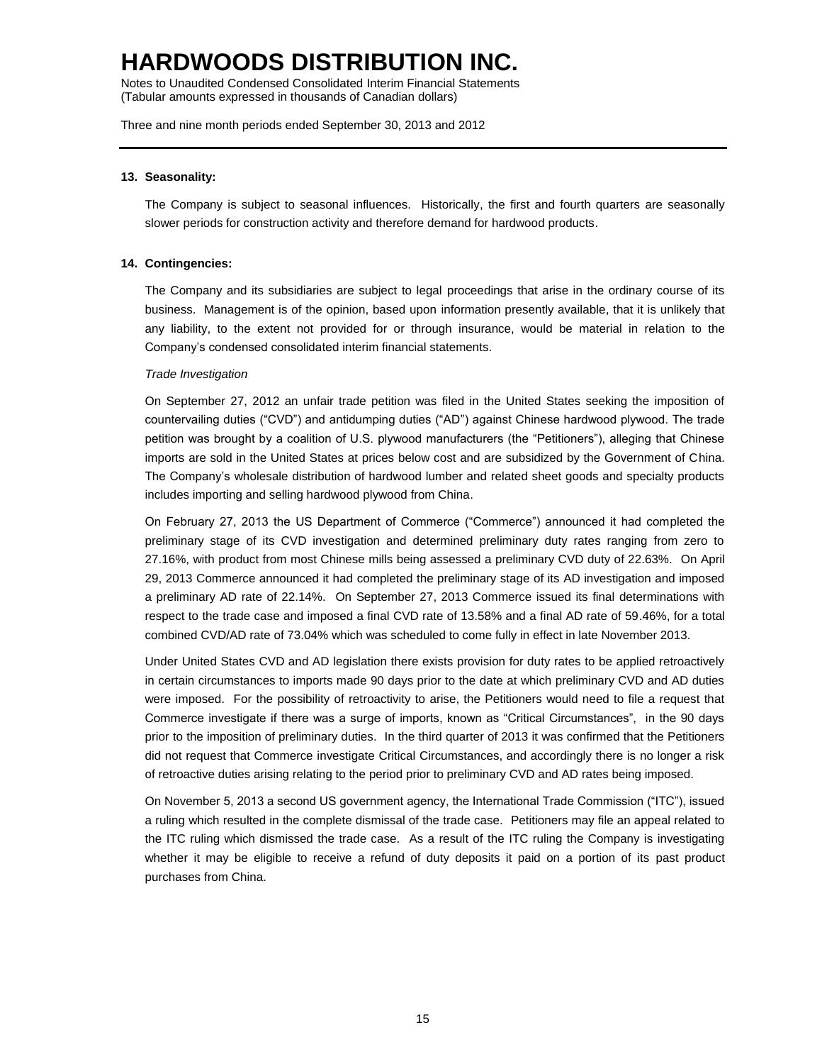# HARDWOODS DISTRIBUTION INC.

Notes to Unaudited Condensed Consolidated Interim Financial Statements
(Tabular amounts expressed in thousands of Canadian dollars)

Three and nine month periods ended September 30, 2013 and 2012

**13. Seasonality:**

The Company is subject to seasonal influences. Historically, the first and fourth quarters are seasonally slower periods for construction activity and therefore demand for hardwood products.

**14. Contingencies:**

The Company and its subsidiaries are subject to legal proceedings that arise in the ordinary course of its business. Management is of the opinion, based upon information presently available, that it is unlikely that any liability, to the extent not provided for or through insurance, would be material in relation to the Company's condensed consolidated interim financial statements.

*Trade Investigation*

On September 27, 2012 an unfair trade petition was filed in the United States seeking the imposition of countervailing duties ("CVD") and antidumping duties ("AD") against Chinese hardwood plywood. The trade petition was brought by a coalition of U.S. plywood manufacturers (the "Petitioners"), alleging that Chinese imports are sold in the United States at prices below cost and are subsidized by the Government of China. The Company's wholesale distribution of hardwood lumber and related sheet goods and specialty products includes importing and selling hardwood plywood from China.

On February 27, 2013 the US Department of Commerce ("Commerce") announced it had completed the preliminary stage of its CVD investigation and determined preliminary duty rates ranging from zero to 27.16%, with product from most Chinese mills being assessed a preliminary CVD duty of 22.63%. On April 29, 2013 Commerce announced it had completed the preliminary stage of its AD investigation and imposed a preliminary AD rate of 22.14%. On September 27, 2013 Commerce issued its final determinations with respect to the trade case and imposed a final CVD rate of 13.58% and a final AD rate of 59.46%, for a total combined CVD/AD rate of 73.04% which was scheduled to come fully in effect in late November 2013.

Under United States CVD and AD legislation there exists provision for duty rates to be applied retroactively in certain circumstances to imports made 90 days prior to the date at which preliminary CVD and AD duties were imposed. For the possibility of retroactivity to arise, the Petitioners would need to file a request that Commerce investigate if there was a surge of imports, known as "Critical Circumstances", in the 90 days prior to the imposition of preliminary duties. In the third quarter of 2013 it was confirmed that the Petitioners did not request that Commerce investigate Critical Circumstances, and accordingly there is no longer a risk of retroactive duties arising relating to the period prior to preliminary CVD and AD rates being imposed.

On November 5, 2013 a second US government agency, the International Trade Commission ("ITC"), issued a ruling which resulted in the complete dismissal of the trade case. Petitioners may file an appeal related to the ITC ruling which dismissed the trade case. As a result of the ITC ruling the Company is investigating whether it may be eligible to receive a refund of duty deposits it paid on a portion of its past product purchases from China.